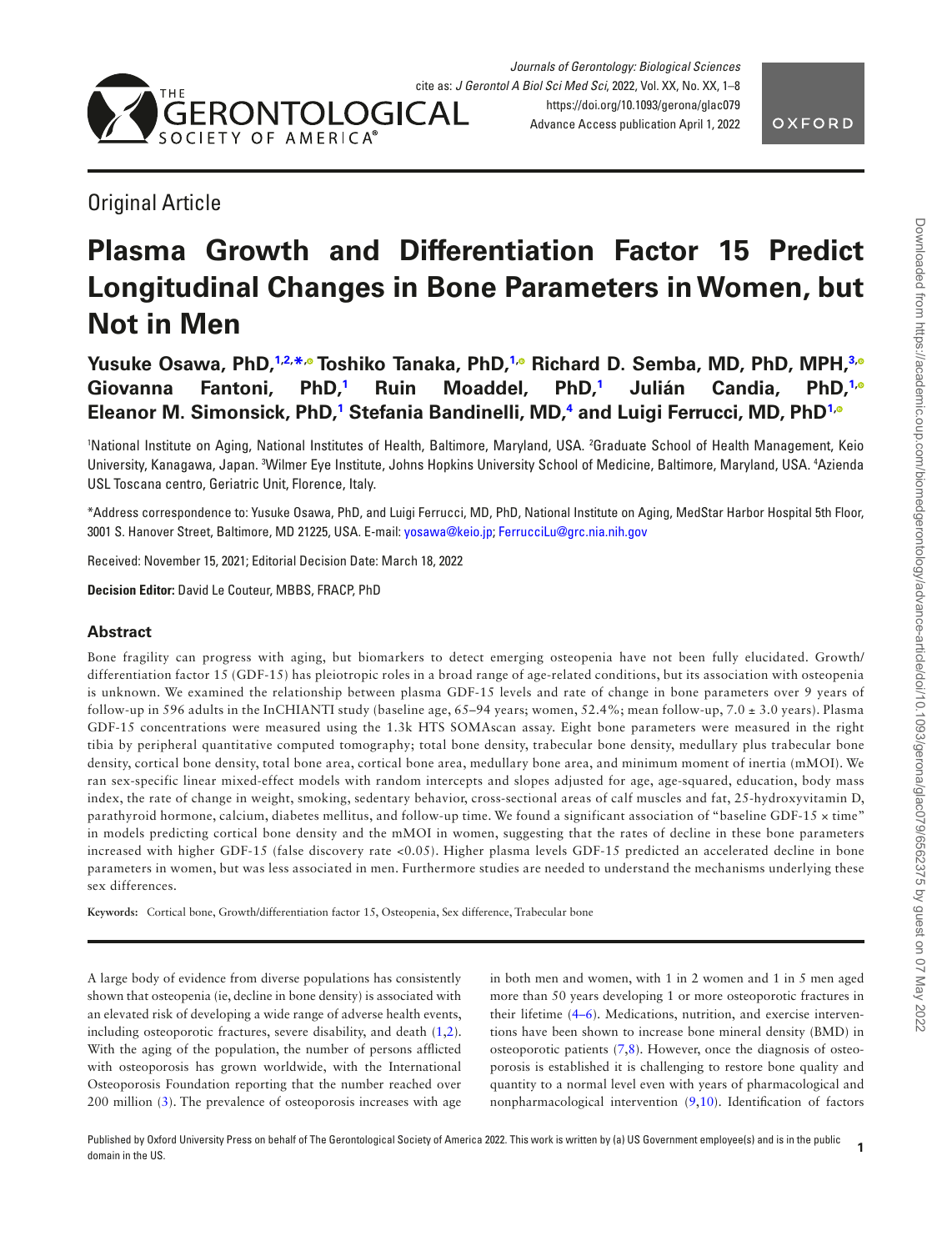Original Article

# Plasma Growth and Differentiation Factor 15 Predict Longitudinal Changes in Bone Parameters in Women, but Not in Men

**Yusuke Osawa, PhD,[1,2,*] Toshiko Tanaka, PhD,[1] Richard D. Semba, MD, PhD, MPH,[3] Giovanna Fantoni, PhD,[1] Ruin Moaddel, PhD,[1] Julián Candia, PhD,[1] Eleanor M. Simonsick, PhD,[1] Stefania Bandinelli, MD,[4] and Luigi Ferrucci, MD, PhD[1]**

[1]National Institute on Aging, National Institutes of Health, Baltimore, Maryland, USA. [2]Graduate School of Health Management, Keio University, Kanagawa, Japan. [3]Wilmer Eye Institute, Johns Hopkins University School of Medicine, Baltimore, Maryland, USA. [4]Azienda USL Toscana centro, Geriatric Unit, Florence, Italy.

*Address correspondence to: Yusuke Osawa, PhD, and Luigi Ferrucci, MD, PhD, National Institute on Aging, MedStar Harbor Hospital 5th Floor, 3001 S. Hanover Street, Baltimore, MD 21225, USA. E-mail: yosawa@keio.jp; FerrucciLu@grc.nia.nih.gov

Received: November 15, 2021; Editorial Decision Date: March 18, 2022

**Decision Editor:** David Le Couteur, MBBS, FRACP, PhD

## Abstract

Bone fragility can progress with aging, but biomarkers to detect emerging osteopenia have not been fully elucidated. Growth/differentiation factor 15 (GDF-15) has pleiotropic roles in a broad range of age-related conditions, but its association with osteopenia is unknown. We examined the relationship between plasma GDF-15 levels and rate of change in bone parameters over 9 years of follow-up in 596 adults in the InCHIANTI study (baseline age, 65–94 years; women, 52.4%; mean follow-up, 7.0 ± 3.0 years). Plasma GDF-15 concentrations were measured using the 1.3k HTS SOMAscan assay. Eight bone parameters were measured in the right tibia by peripheral quantitative computed tomography; total bone density, trabecular bone density, medullary plus trabecular bone density, cortical bone density, total bone area, cortical bone area, medullary bone area, and minimum moment of inertia (mMOI). We ran sex-specific linear mixed-effect models with random intercepts and slopes adjusted for age, age-squared, education, body mass index, the rate of change in weight, smoking, sedentary behavior, cross-sectional areas of calf muscles and fat, 25-hydroxyvitamin D, parathyroid hormone, calcium, diabetes mellitus, and follow-up time. We found a significant association of "baseline GDF-15 × time" in models predicting cortical bone density and the mMOI in women, suggesting that the rates of decline in these bone parameters increased with higher GDF-15 (false discovery rate <0.05). Higher plasma levels GDF-15 predicted an accelerated decline in bone parameters in women, but was less associated in men. Furthermore studies are needed to understand the mechanisms underlying these sex differences.

**Keywords:** Cortical bone, Growth/differentiation factor 15, Osteopenia, Sex difference, Trabecular bone

A large body of evidence from diverse populations has consistently shown that osteopenia (ie, decline in bone density) is associated with an elevated risk of developing a wide range of adverse health events, including osteoporotic fractures, severe disability, and death (1,2). With the aging of the population, the number of persons afflicted with osteoporosis has grown worldwide, with the International Osteoporosis Foundation reporting that the number reached over 200 million (3). The prevalence of osteoporosis increases with age in both men and women, with 1 in 2 women and 1 in 5 men aged more than 50 years developing 1 or more osteoporotic fractures in their lifetime (4–6). Medications, nutrition, and exercise interventions have been shown to increase bone mineral density (BMD) in osteoporotic patients (7,8). However, once the diagnosis of osteoporosis is established it is challenging to restore bone quality and quantity to a normal level even with years of pharmacological and nonpharmacological intervention (9,10). Identification of factors

Published by Oxford University Press on behalf of The Gerontological Society of America 2022. This work is written by (a) US Government employee(s) and is in the public domain in the US.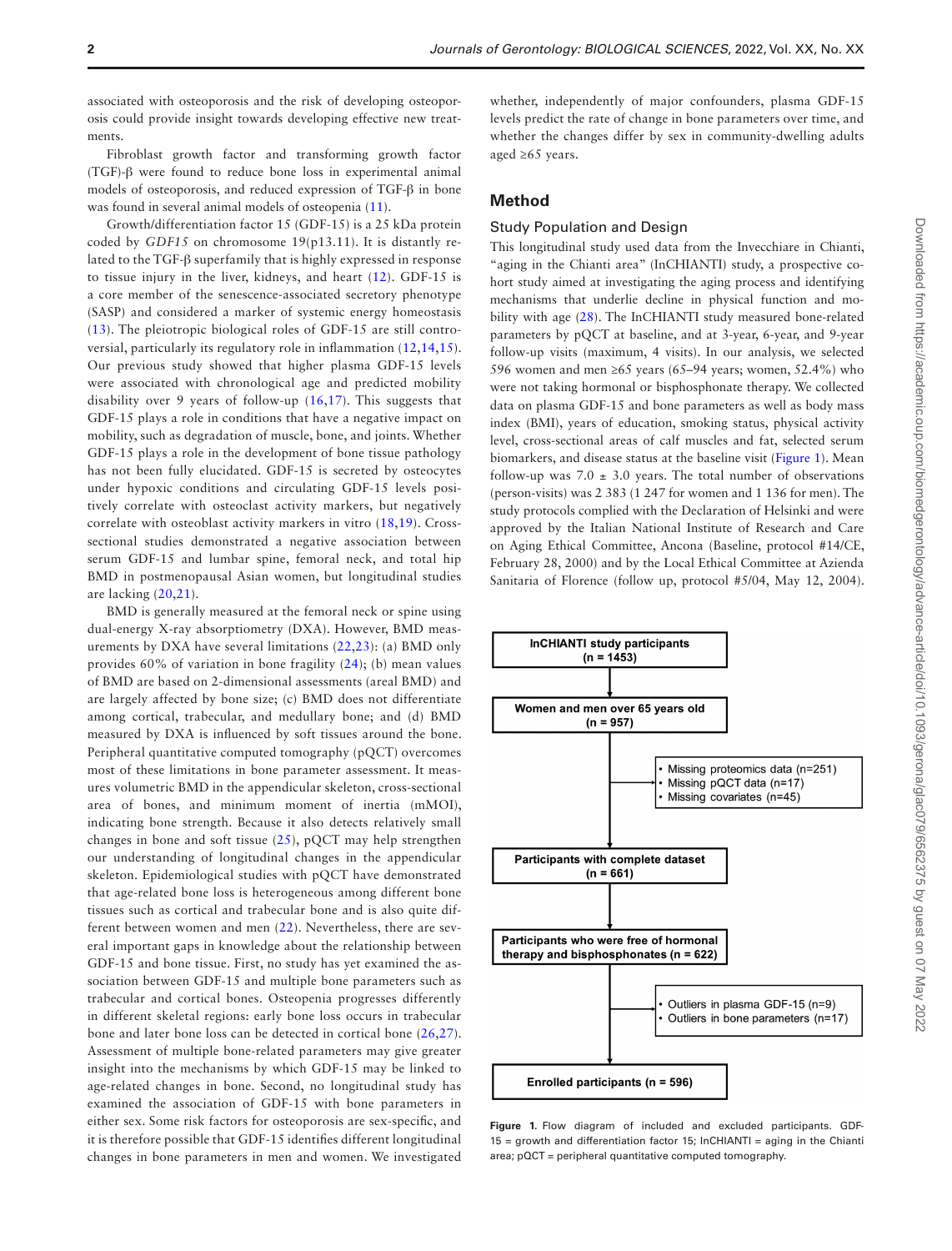associated with osteoporosis and the risk of developing osteoporosis could provide insight towards developing effective new treatments.

Fibroblast growth factor and transforming growth factor (TGF)-β were found to reduce bone loss in experimental animal models of osteoporosis, and reduced expression of TGF-β in bone was found in several animal models of osteopenia (11).

Growth/differentiation factor 15 (GDF-15) is a 25 kDa protein coded by *GDF15* on chromosome 19(p13.11). It is distantly related to the TGF-β superfamily that is highly expressed in response to tissue injury in the liver, kidneys, and heart (12). GDF-15 is a core member of the senescence-associated secretory phenotype (SASP) and considered a marker of systemic energy homeostasis (13). The pleiotropic biological roles of GDF-15 are still controversial, particularly its regulatory role in inflammation (12,14,15). Our previous study showed that higher plasma GDF-15 levels were associated with chronological age and predicted mobility disability over 9 years of follow-up (16,17). This suggests that GDF-15 plays a role in conditions that have a negative impact on mobility, such as degradation of muscle, bone, and joints. Whether GDF-15 plays a role in the development of bone tissue pathology has not been fully elucidated. GDF-15 is secreted by osteocytes under hypoxic conditions and circulating GDF-15 levels positively correlate with osteoclast activity markers, but negatively correlate with osteoblast activity markers in vitro (18,19). Cross-sectional studies demonstrated a negative association between serum GDF-15 and lumbar spine, femoral neck, and total hip BMD in postmenopausal Asian women, but longitudinal studies are lacking (20,21).

BMD is generally measured at the femoral neck or spine using dual-energy X-ray absorptiometry (DXA). However, BMD measurements by DXA have several limitations (22,23): (a) BMD only provides 60% of variation in bone fragility (24); (b) mean values of BMD are based on 2-dimensional assessments (areal BMD) and are largely affected by bone size; (c) BMD does not differentiate among cortical, trabecular, and medullary bone; and (d) BMD measured by DXA is influenced by soft tissues around the bone. Peripheral quantitative computed tomography (pQCT) overcomes most of these limitations in bone parameter assessment. It measures volumetric BMD in the appendicular skeleton, cross-sectional area of bones, and minimum moment of inertia (mMOI), indicating bone strength. Because it also detects relatively small changes in bone and soft tissue (25), pQCT may help strengthen our understanding of longitudinal changes in the appendicular skeleton. Epidemiological studies with pQCT have demonstrated that age-related bone loss is heterogeneous among different bone tissues such as cortical and trabecular bone and is also quite different between women and men (22). Nevertheless, there are several important gaps in knowledge about the relationship between GDF-15 and bone tissue. First, no study has yet examined the association between GDF-15 and multiple bone parameters such as trabecular and cortical bones. Osteopenia progresses differently in different skeletal regions: early bone loss occurs in trabecular bone and later bone loss can be detected in cortical bone (26,27). Assessment of multiple bone-related parameters may give greater insight into the mechanisms by which GDF-15 may be linked to age-related changes in bone. Second, no longitudinal study has examined the association of GDF-15 with bone parameters in either sex. Some risk factors for osteoporosis are sex-specific, and it is therefore possible that GDF-15 identifies different longitudinal changes in bone parameters in men and women. We investigated whether, independently of major confounders, plasma GDF-15 levels predict the rate of change in bone parameters over time, and whether the changes differ by sex in community-dwelling adults aged ≥65 years.

## Method

### Study Population and Design

This longitudinal study used data from the Invecchiare in Chianti, "aging in the Chianti area" (InCHIANTI) study, a prospective cohort study aimed at investigating the aging process and identifying mechanisms that underlie decline in physical function and mobility with age (28). The InCHIANTI study measured bone-related parameters by pQCT at baseline, and at 3-year, 6-year, and 9-year follow-up visits (maximum, 4 visits). In our analysis, we selected 596 women and men ≥65 years (65–94 years; women, 52.4%) who were not taking hormonal or bisphosphonate therapy. We collected data on plasma GDF-15 and bone parameters as well as body mass index (BMI), years of education, smoking status, physical activity level, cross-sectional areas of calf muscles and fat, selected serum biomarkers, and disease status at the baseline visit (Figure 1). Mean follow-up was 7.0 ± 3.0 years. The total number of observations (person-visits) was 2 383 (1 247 for women and 1 136 for men). The study protocols complied with the Declaration of Helsinki and were approved by the Italian National Institute of Research and Care on Aging Ethical Committee, Ancona (Baseline, protocol #14/CE, February 28, 2000) and by the Local Ethical Committee at Azienda Sanitaria of Florence (follow up, protocol #5/04, May 12, 2004).

InCHIANTI study participants (n = 1453)
↓
Women and men over 65 years old (n = 957)
→ • Missing proteomics data (n=251) • Missing pQCT data (n=17) • Missing covariates (n=45)
↓
Participants with complete dataset (n = 661)
↓
Participants who were free of hormonal therapy and bisphosphonates (n = 622)
→ • Outliers in plasma GDF-15 (n=9) • Outliers in bone parameters (n=17)
↓
Enrolled participants (n = 596)

**Figure 1.** Flow diagram of included and excluded participants. GDF-15 = growth and differentiation factor 15; InCHIANTI = aging in the Chianti area; pQCT = peripheral quantitative computed tomography.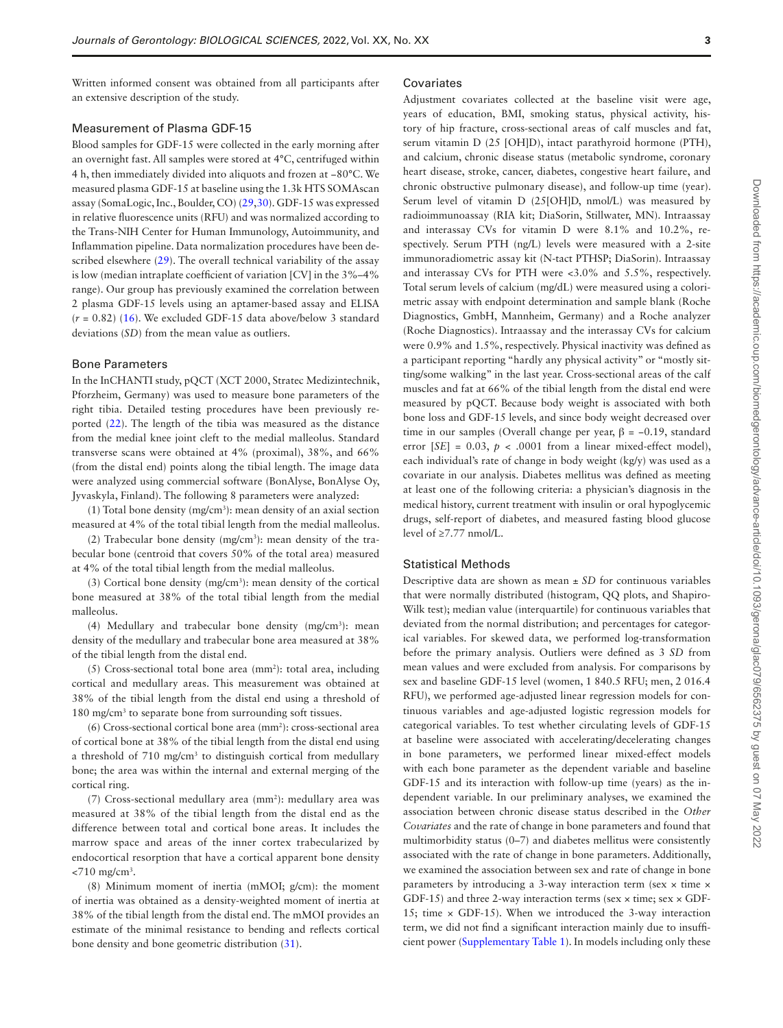Written informed consent was obtained from all participants after an extensive description of the study.

### Measurement of Plasma GDF-15

Blood samples for GDF-15 were collected in the early morning after an overnight fast. All samples were stored at 4°C, centrifuged within 4 h, then immediately divided into aliquots and frozen at −80°C. We measured plasma GDF-15 at baseline using the 1.3k HTS SOMAscan assay (SomaLogic, Inc., Boulder, CO) (29,30). GDF-15 was expressed in relative fluorescence units (RFU) and was normalized according to the Trans-NIH Center for Human Immunology, Autoimmunity, and Inflammation pipeline. Data normalization procedures have been described elsewhere (29). The overall technical variability of the assay is low (median intraplate coefficient of variation [CV] in the 3%–4% range). Our group has previously examined the correlation between 2 plasma GDF-15 levels using an aptamer-based assay and ELISA ($r$ = 0.82) (16). We excluded GDF-15 data above/below 3 standard deviations (*SD*) from the mean value as outliers.

### Bone Parameters

In the InCHANTI study, pQCT (XCT 2000, Stratec Medizintechnik, Pforzheim, Germany) was used to measure bone parameters of the right tibia. Detailed testing procedures have been previously reported (22). The length of the tibia was measured as the distance from the medial knee joint cleft to the medial malleolus. Standard transverse scans were obtained at 4% (proximal), 38%, and 66% (from the distal end) points along the tibial length. The image data were analyzed using commercial software (BonAlyse, BonAlyse Oy, Jyvaskyla, Finland). The following 8 parameters were analyzed:

(1) Total bone density (mg/cm$^3$): mean density of an axial section measured at 4% of the total tibial length from the medial malleolus.

(2) Trabecular bone density (mg/cm$^3$): mean density of the trabecular bone (centroid that covers 50% of the total area) measured at 4% of the total tibial length from the medial malleolus.

(3) Cortical bone density (mg/cm$^3$): mean density of the cortical bone measured at 38% of the total tibial length from the medial malleolus.

(4) Medullary and trabecular bone density (mg/cm$^3$): mean density of the medullary and trabecular bone area measured at 38% of the tibial length from the distal end.

(5) Cross-sectional total bone area (mm$^2$): total area, including cortical and medullary areas. This measurement was obtained at 38% of the tibial length from the distal end using a threshold of 180 mg/cm$^3$ to separate bone from surrounding soft tissues.

(6) Cross-sectional cortical bone area (mm$^2$): cross-sectional area of cortical bone at 38% of the tibial length from the distal end using a threshold of 710 mg/cm$^3$ to distinguish cortical from medullary bone; the area was within the internal and external merging of the cortical ring.

(7) Cross-sectional medullary area (mm$^2$): medullary area was measured at 38% of the tibial length from the distal end as the difference between total and cortical bone areas. It includes the marrow space and areas of the inner cortex trabecularized by endocortical resorption that have a cortical apparent bone density <710 mg/cm$^3$.

(8) Minimum moment of inertia (mMOI; g/cm): the moment of inertia was obtained as a density-weighted moment of inertia at 38% of the tibial length from the distal end. The mMOI provides an estimate of the minimal resistance to bending and reflects cortical bone density and bone geometric distribution (31).

### Covariates

Adjustment covariates collected at the baseline visit were age, years of education, BMI, smoking status, physical activity, history of hip fracture, cross-sectional areas of calf muscles and fat, serum vitamin D (25 [OH]D), intact parathyroid hormone (PTH), and calcium, chronic disease status (metabolic syndrome, coronary heart disease, stroke, cancer, diabetes, congestive heart failure, and chronic obstructive pulmonary disease), and follow-up time (year). Serum level of vitamin D (25[OH]D, nmol/L) was measured by radioimmunoassay (RIA kit; DiaSorin, Stillwater, MN). Intraassay and interassay CVs for vitamin D were 8.1% and 10.2%, respectively. Serum PTH (ng/L) levels were measured with a 2-site immunoradiometric assay kit (N-tact PTHSP; DiaSorin). Intraassay and interassay CVs for PTH were <3.0% and 5.5%, respectively. Total serum levels of calcium (mg/dL) were measured using a colorimetric assay with endpoint determination and sample blank (Roche Diagnostics, GmbH, Mannheim, Germany) and a Roche analyzer (Roche Diagnostics). Intraassay and the interassay CVs for calcium were 0.9% and 1.5%, respectively. Physical inactivity was defined as a participant reporting "hardly any physical activity" or "mostly sitting/some walking" in the last year. Cross-sectional areas of the calf muscles and fat at 66% of the tibial length from the distal end were measured by pQCT. Because body weight is associated with both bone loss and GDF-15 levels, and since body weight decreased over time in our samples (Overall change per year, $\beta$ = −0.19, standard error [*SE*] = 0.03, $p$ < .0001 from a linear mixed-effect model), each individual's rate of change in body weight (kg/y) was used as a covariate in our analysis. Diabetes mellitus was defined as meeting at least one of the following criteria: a physician's diagnosis in the medical history, current treatment with insulin or oral hypoglycemic drugs, self-report of diabetes, and measured fasting blood glucose level of ≥7.77 nmol/L.

### Statistical Methods

Descriptive data are shown as mean ± *SD* for continuous variables that were normally distributed (histogram, QQ plots, and Shapiro-Wilk test); median value (interquartile) for continuous variables that deviated from the normal distribution; and percentages for categorical variables. For skewed data, we performed log-transformation before the primary analysis. Outliers were defined as 3 *SD* from mean values and were excluded from analysis. For comparisons by sex and baseline GDF-15 level (women, 1 840.5 RFU; men, 2 016.4 RFU), we performed age-adjusted linear regression models for continuous variables and age-adjusted logistic regression models for categorical variables. To test whether circulating levels of GDF-15 at baseline were associated with accelerating/decelerating changes in bone parameters, we performed linear mixed-effect models with each bone parameter as the dependent variable and baseline GDF-15 and its interaction with follow-up time (years) as the independent variable. In our preliminary analyses, we examined the association between chronic disease status described in the *Other Covariates* and the rate of change in bone parameters and found that multimorbidity status (0–7) and diabetes mellitus were consistently associated with the rate of change in bone parameters. Additionally, we examined the association between sex and rate of change in bone parameters by introducing a 3-way interaction term (sex × time × GDF-15) and three 2-way interaction terms (sex × time; sex × GDF-15; time × GDF-15). When we introduced the 3-way interaction term, we did not find a significant interaction mainly due to insufficient power (Supplementary Table 1). In models including only these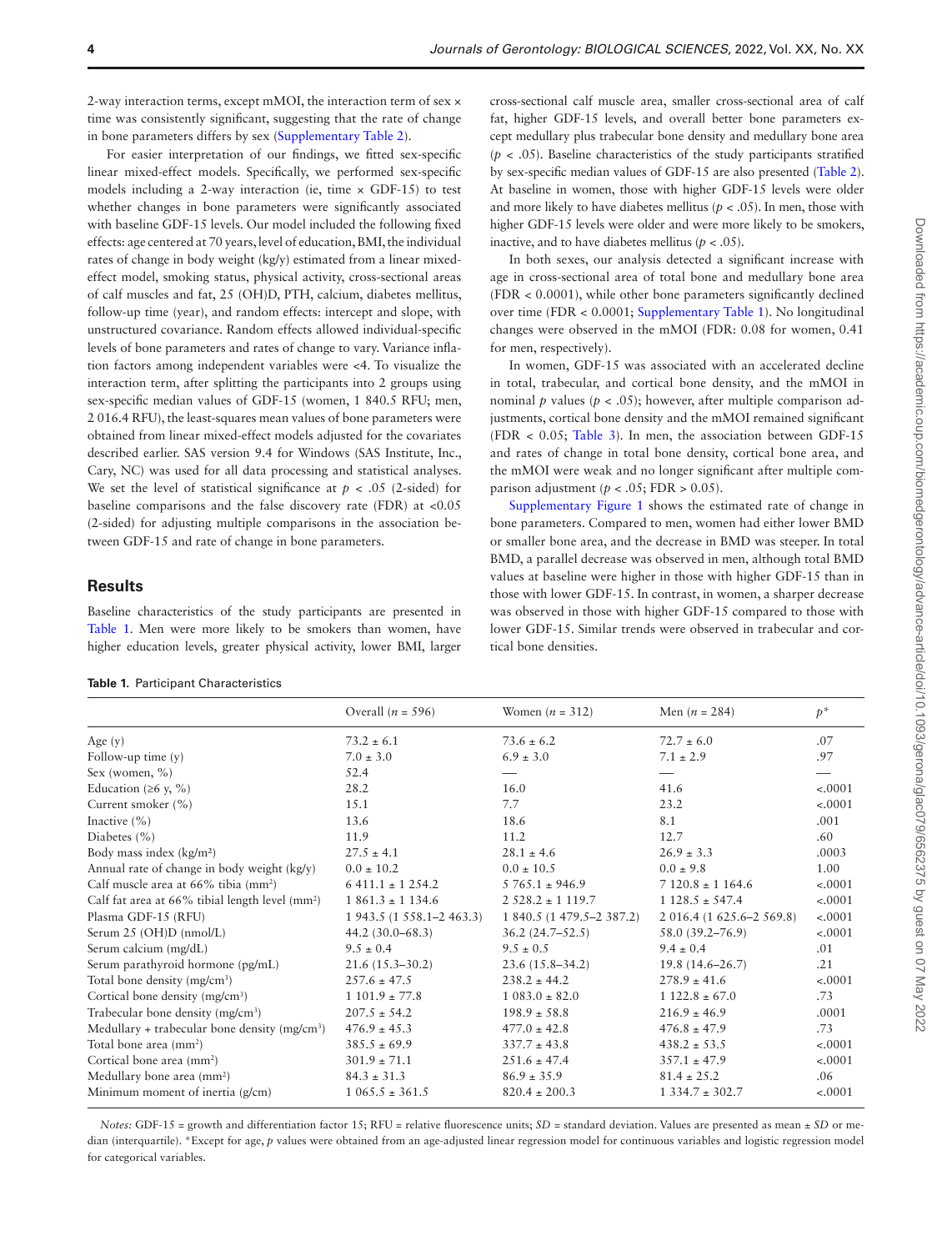2-way interaction terms, except mMOI, the interaction term of sex × time was consistently significant, suggesting that the rate of change in bone parameters differs by sex (Supplementary Table 2).

For easier interpretation of our findings, we fitted sex-specific linear mixed-effect models. Specifically, we performed sex-specific models including a 2-way interaction (ie, time × GDF-15) to test whether changes in bone parameters were significantly associated with baseline GDF-15 levels. Our model included the following fixed effects: age centered at 70 years, level of education, BMI, the individual rates of change in body weight (kg/y) estimated from a linear mixed-effect model, smoking status, physical activity, cross-sectional areas of calf muscles and fat, 25 (OH)D, PTH, calcium, diabetes mellitus, follow-up time (year), and random effects: intercept and slope, with unstructured covariance. Random effects allowed individual-specific levels of bone parameters and rates of change to vary. Variance inflation factors among independent variables were <4. To visualize the interaction term, after splitting the participants into 2 groups using sex-specific median values of GDF-15 (women, 1 840.5 RFU; men, 2 016.4 RFU), the least-squares mean values of bone parameters were obtained from linear mixed-effect models adjusted for the covariates described earlier. SAS version 9.4 for Windows (SAS Institute, Inc., Cary, NC) was used for all data processing and statistical analyses. We set the level of statistical significance at $p < .05$ (2-sided) for baseline comparisons and the false discovery rate (FDR) at <0.05 (2-sided) for adjusting multiple comparisons in the association between GDF-15 and rate of change in bone parameters.

## Results

Baseline characteristics of the study participants are presented in Table 1. Men were more likely to be smokers than women, have higher education levels, greater physical activity, lower BMI, larger cross-sectional calf muscle area, smaller cross-sectional area of calf fat, higher GDF-15 levels, and overall better bone parameters except medullary plus trabecular bone density and medullary bone area ($p < .05$). Baseline characteristics of the study participants stratified by sex-specific median values of GDF-15 are also presented (Table 2). At baseline in women, those with higher GDF-15 levels were older and more likely to have diabetes mellitus ($p < .05$). In men, those with higher GDF-15 levels were older and were more likely to be smokers, inactive, and to have diabetes mellitus ($p < .05$).

In both sexes, our analysis detected a significant increase with age in cross-sectional area of total bone and medullary bone area (FDR < 0.0001), while other bone parameters significantly declined over time (FDR < 0.0001; Supplementary Table 1). No longitudinal changes were observed in the mMOI (FDR: 0.08 for women, 0.41 for men, respectively).

In women, GDF-15 was associated with an accelerated decline in total, trabecular, and cortical bone density, and the mMOI in nominal $p$ values ($p < .05$); however, after multiple comparison adjustments, cortical bone density and the mMOI remained significant (FDR < 0.05; Table 3). In men, the association between GDF-15 and rates of change in total bone density, cortical bone area, and the mMOI were weak and no longer significant after multiple comparison adjustment ($p < .05$; FDR > 0.05).

Supplementary Figure 1 shows the estimated rate of change in bone parameters. Compared to men, women had either lower BMD or smaller bone area, and the decrease in BMD was steeper. In total BMD, a parallel decrease was observed in men, although total BMD values at baseline were higher in those with higher GDF-15 than in those with lower GDF-15. In contrast, in women, a sharper decrease was observed in those with higher GDF-15 compared to those with lower GDF-15. Similar trends were observed in trabecular and cortical bone densities.

**Table 1.** Participant Characteristics

| | Overall ($n$ = 596) | Women ($n$ = 312) | Men ($n$ = 284) | $p$* |
|---|---|---|---|---|
| Age (y) | 73.2 ± 6.1 | 73.6 ± 6.2 | 72.7 ± 6.0 | .07 |
| Follow-up time (y) | 7.0 ± 3.0 | 6.9 ± 3.0 | 7.1 ± 2.9 | .97 |
| Sex (women, %) | 52.4 | — | — | — |
| Education (≥6 y, %) | 28.2 | 16.0 | 41.6 | <.0001 |
| Current smoker (%) | 15.1 | 7.7 | 23.2 | <.0001 |
| Inactive (%) | 13.6 | 18.6 | 8.1 | .001 |
| Diabetes (%) | 11.9 | 11.2 | 12.7 | .60 |
| Body mass index (kg/m²) | 27.5 ± 4.1 | 28.1 ± 4.6 | 26.9 ± 3.3 | .0003 |
| Annual rate of change in body weight (kg/y) | 0.0 ± 10.2 | 0.0 ± 10.5 | 0.0 ± 9.8 | 1.00 |
| Calf muscle area at 66% tibia (mm²) | 6 411.1 ± 1 254.2 | 5 765.1 ± 946.9 | 7 120.8 ± 1 164.6 | <.0001 |
| Calf fat area at 66% tibial length level (mm²) | 1 861.3 ± 1 134.6 | 2 528.2 ± 1 119.7 | 1 128.5 ± 547.4 | <.0001 |
| Plasma GDF-15 (RFU) | 1 943.5 (1 558.1–2 463.3) | 1 840.5 (1 479.5–2 387.2) | 2 016.4 (1 625.6–2 569.8) | <.0001 |
| Serum 25 (OH)D (nmol/L) | 44.2 (30.0–68.3) | 36.2 (24.7–52.5) | 58.0 (39.2–76.9) | <.0001 |
| Serum calcium (mg/dL) | 9.5 ± 0.4 | 9.5 ± 0.5 | 9.4 ± 0.4 | .01 |
| Serum parathyroid hormone (pg/mL) | 21.6 (15.3–30.2) | 23.6 (15.8–34.2) | 19.8 (14.6–26.7) | .21 |
| Total bone density (mg/cm³) | 257.6 ± 47.5 | 238.2 ± 44.2 | 278.9 ± 41.6 | <.0001 |
| Cortical bone density (mg/cm³) | 1 101.9 ± 77.8 | 1 083.0 ± 82.0 | 1 122.8 ± 67.0 | .73 |
| Trabecular bone density (mg/cm³) | 207.5 ± 54.2 | 198.9 ± 58.8 | 216.9 ± 46.9 | .0001 |
| Medullary + trabecular bone density (mg/cm³) | 476.9 ± 45.3 | 477.0 ± 42.8 | 476.8 ± 47.9 | .73 |
| Total bone area (mm²) | 385.5 ± 69.9 | 337.7 ± 43.8 | 438.2 ± 53.5 | <.0001 |
| Cortical bone area (mm²) | 301.9 ± 71.1 | 251.6 ± 47.4 | 357.1 ± 47.9 | <.0001 |
| Medullary bone area (mm²) | 84.3 ± 31.3 | 86.9 ± 35.9 | 81.4 ± 25.2 | .06 |
| Minimum moment of inertia (g/cm) | 1 065.5 ± 361.5 | 820.4 ± 200.3 | 1 334.7 ± 302.7 | <.0001 |

*Notes:* GDF-15 = growth and differentiation factor 15; RFU = relative fluorescence units; *SD* = standard deviation. Values are presented as mean ± *SD* or median (interquartile). *Except for age, $p$ values were obtained from an age-adjusted linear regression model for continuous variables and logistic regression model for categorical variables.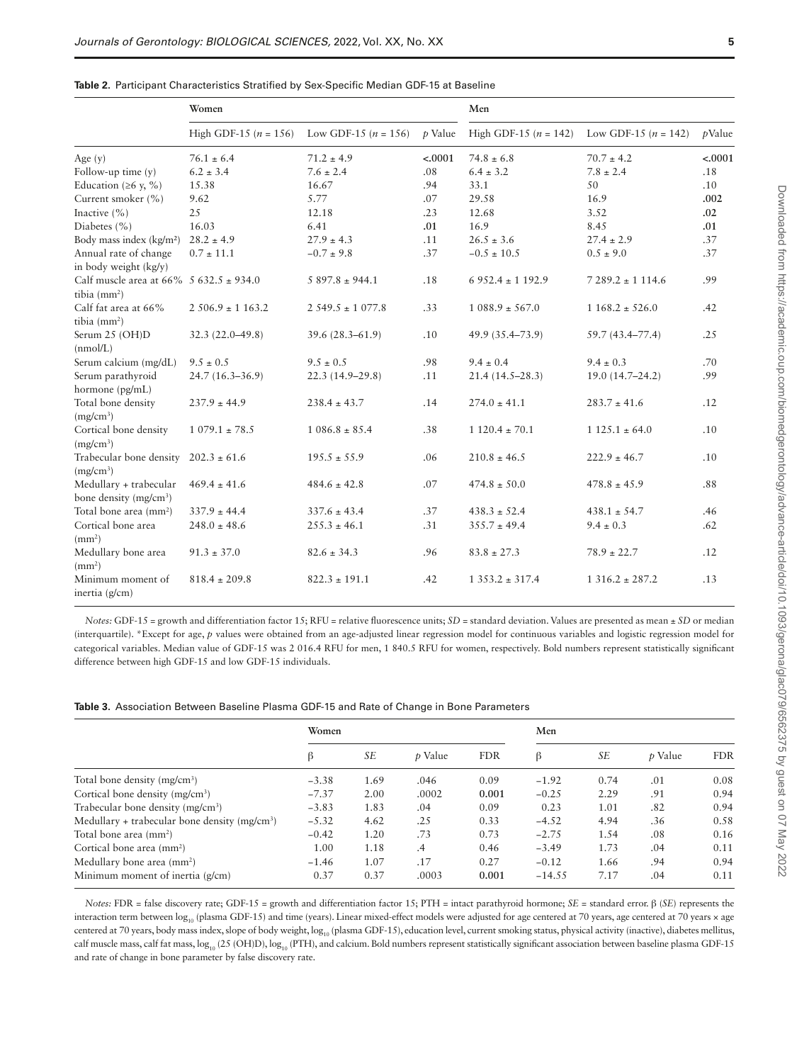**Table 2.** Participant Characteristics Stratified by Sex-Specific Median GDF-15 at Baseline

| | Women | | | Men | | |
|---|---|---|---|---|---|---|
| | High GDF-15 ($n$ = 156) | Low GDF-15 ($n$ = 156) | $p$ Value | High GDF-15 ($n$ = 142) | Low GDF-15 ($n$ = 142) | $p$Value |
| Age (y) | 76.1 ± 6.4 | 71.2 ± 4.9 | **<.0001** | 74.8 ± 6.8 | 70.7 ± 4.2 | **<.0001** |
| Follow-up time (y) | 6.2 ± 3.4 | 7.6 ± 2.4 | .08 | 6.4 ± 3.2 | 7.8 ± 2.4 | .18 |
| Education (≥6 y, %) | 15.38 | 16.67 | .94 | 33.1 | 50 | .10 |
| Current smoker (%) | 9.62 | 5.77 | .07 | 29.58 | 16.9 | **.002** |
| Inactive (%) | 25 | 12.18 | .23 | 12.68 | 3.52 | **.02** |
| Diabetes (%) | 16.03 | 6.41 | **.01** | 16.9 | 8.45 | **.01** |
| Body mass index (kg/m²) | 28.2 ± 4.9 | 27.9 ± 4.3 | .11 | 26.5 ± 3.6 | 27.4 ± 2.9 | .37 |
| Annual rate of change in body weight (kg/y) | 0.7 ± 11.1 | −0.7 ± 9.8 | .37 | −0.5 ± 10.5 | 0.5 ± 9.0 | .37 |
| Calf muscle area at 66% tibia (mm²) | 5 632.5 ± 934.0 | 5 897.8 ± 944.1 | .18 | 6 952.4 ± 1 192.9 | 7 289.2 ± 1 114.6 | .99 |
| Calf fat area at 66% tibia (mm²) | 2 506.9 ± 1 163.2 | 2 549.5 ± 1 077.8 | .33 | 1 088.9 ± 567.0 | 1 168.2 ± 526.0 | .42 |
| Serum 25 (OH)D (nmol/L) | 32.3 (22.0–49.8) | 39.6 (28.3–61.9) | .10 | 49.9 (35.4–73.9) | 59.7 (43.4–77.4) | .25 |
| Serum calcium (mg/dL) | 9.5 ± 0.5 | 9.5 ± 0.5 | .98 | 9.4 ± 0.4 | 9.4 ± 0.3 | .70 |
| Serum parathyroid hormone (pg/mL) | 24.7 (16.3–36.9) | 22.3 (14.9–29.8) | .11 | 21.4 (14.5–28.3) | 19.0 (14.7–24.2) | .99 |
| Total bone density (mg/cm³) | 237.9 ± 44.9 | 238.4 ± 43.7 | .14 | 274.0 ± 41.1 | 283.7 ± 41.6 | .12 |
| Cortical bone density (mg/cm³) | 1 079.1 ± 78.5 | 1 086.8 ± 85.4 | .38 | 1 120.4 ± 70.1 | 1 125.1 ± 64.0 | .10 |
| Trabecular bone density (mg/cm³) | 202.3 ± 61.6 | 195.5 ± 55.9 | .06 | 210.8 ± 46.5 | 222.9 ± 46.7 | .10 |
| Medullary + trabecular bone density (mg/cm³) | 469.4 ± 41.6 | 484.6 ± 42.8 | .07 | 474.8 ± 50.0 | 478.8 ± 45.9 | .88 |
| Total bone area (mm²) | 337.9 ± 44.4 | 337.6 ± 43.4 | .37 | 438.3 ± 52.4 | 438.1 ± 54.7 | .46 |
| Cortical bone area (mm²) | 248.0 ± 48.6 | 255.3 ± 46.1 | .31 | 355.7 ± 49.4 | 9.4 ± 0.3 | .62 |
| Medullary bone area (mm²) | 91.3 ± 37.0 | 82.6 ± 34.3 | .96 | 83.8 ± 27.3 | 78.9 ± 22.7 | .12 |
| Minimum moment of inertia (g/cm) | 818.4 ± 209.8 | 822.3 ± 191.1 | .42 | 1 353.2 ± 317.4 | 1 316.2 ± 287.2 | .13 |

*Notes:* GDF-15 = growth and differentiation factor 15; RFU = relative fluorescence units; *SD* = standard deviation. Values are presented as mean ± *SD* or median (interquartile). *Except for age, *p* values were obtained from an age-adjusted linear regression model for continuous variables and logistic regression model for categorical variables. Median value of GDF-15 was 2 016.4 RFU for men, 1 840.5 RFU for women, respectively. Bold numbers represent statistically significant difference between high GDF-15 and low GDF-15 individuals.

**Table 3.** Association Between Baseline Plasma GDF-15 and Rate of Change in Bone Parameters

| | Women | | | | Men | | | |
|---|---|---|---|---|---|---|---|---|
| | β | *SE* | $p$ Value | FDR | β | *SE* | $p$ Value | FDR |
| Total bone density (mg/cm³) | −3.38 | 1.69 | .046 | 0.09 | −1.92 | 0.74 | .01 | 0.08 |
| Cortical bone density (mg/cm³) | −7.37 | 2.00 | .0002 | **0.001** | −0.25 | 2.29 | .91 | 0.94 |
| Trabecular bone density (mg/cm³) | −3.83 | 1.83 | .04 | 0.09 | 0.23 | 1.01 | .82 | 0.94 |
| Medullary + trabecular bone density (mg/cm³) | −5.32 | 4.62 | .25 | 0.33 | −4.52 | 4.94 | .36 | 0.58 |
| Total bone area (mm²) | −0.42 | 1.20 | .73 | 0.73 | −2.75 | 1.54 | .08 | 0.16 |
| Cortical bone area (mm²) | 1.00 | 1.18 | .4 | 0.46 | −3.49 | 1.73 | .04 | 0.11 |
| Medullary bone area (mm²) | −1.46 | 1.07 | .17 | 0.27 | −0.12 | 1.66 | .94 | 0.94 |
| Minimum moment of inertia (g/cm) | 0.37 | 0.37 | .0003 | **0.001** | −14.55 | 7.17 | .04 | 0.11 |

*Notes:* FDR = false discovery rate; GDF-15 = growth and differentiation factor 15; PTH = intact parathyroid hormone; *SE* = standard error. β (*SE*) represents the interaction term between $\log_{10}$ (plasma GDF-15) and time (years). Linear mixed-effect models were adjusted for age centered at 70 years, age centered at 70 years × age centered at 70 years, body mass index, slope of body weight, $\log_{10}$ (plasma GDF-15), education level, current smoking status, physical activity (inactive), diabetes mellitus, calf muscle mass, calf fat mass, $\log_{10}$ (25 (OH)D), $\log_{10}$ (PTH), and calcium. Bold numbers represent statistically significant association between baseline plasma GDF-15 and rate of change in bone parameter by false discovery rate.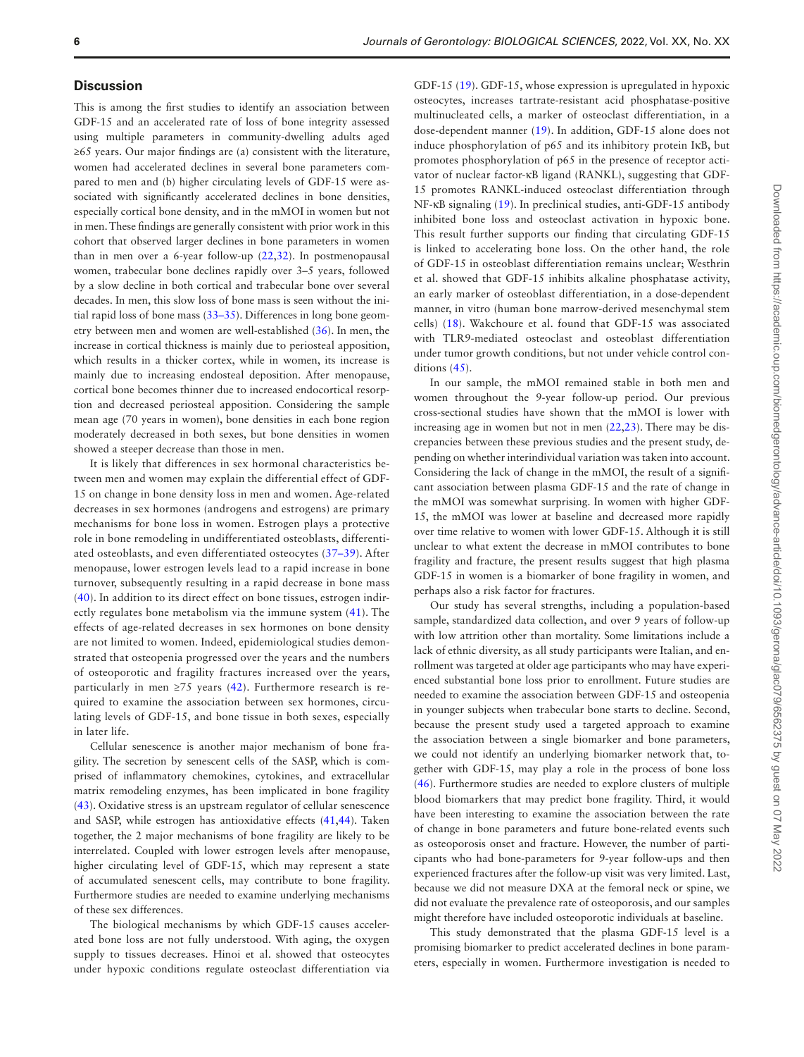## Discussion

This is among the first studies to identify an association between GDF-15 and an accelerated rate of loss of bone integrity assessed using multiple parameters in community-dwelling adults aged ≥65 years. Our major findings are (a) consistent with the literature, women had accelerated declines in several bone parameters compared to men and (b) higher circulating levels of GDF-15 were associated with significantly accelerated declines in bone densities, especially cortical bone density, and in the mMOI in women but not in men. These findings are generally consistent with prior work in this cohort that observed larger declines in bone parameters in women than in men over a 6-year follow-up (22,32). In postmenopausal women, trabecular bone declines rapidly over 3–5 years, followed by a slow decline in both cortical and trabecular bone over several decades. In men, this slow loss of bone mass is seen without the initial rapid loss of bone mass (33–35). Differences in long bone geometry between men and women are well-established (36). In men, the increase in cortical thickness is mainly due to periosteal apposition, which results in a thicker cortex, while in women, its increase is mainly due to increasing endosteal deposition. After menopause, cortical bone becomes thinner due to increased endocortical resorption and decreased periosteal apposition. Considering the sample mean age (70 years in women), bone densities in each bone region moderately decreased in both sexes, but bone densities in women showed a steeper decrease than those in men.

It is likely that differences in sex hormonal characteristics between men and women may explain the differential effect of GDF-15 on change in bone density loss in men and women. Age-related decreases in sex hormones (androgens and estrogens) are primary mechanisms for bone loss in women. Estrogen plays a protective role in bone remodeling in undifferentiated osteoblasts, differentiated osteoblasts, and even differentiated osteocytes (37–39). After menopause, lower estrogen levels lead to a rapid increase in bone turnover, subsequently resulting in a rapid decrease in bone mass (40). In addition to its direct effect on bone tissues, estrogen indirectly regulates bone metabolism via the immune system (41). The effects of age-related decreases in sex hormones on bone density are not limited to women. Indeed, epidemiological studies demonstrated that osteopenia progressed over the years and the numbers of osteoporotic and fragility fractures increased over the years, particularly in men ≥75 years (42). Furthermore research is required to examine the association between sex hormones, circulating levels of GDF-15, and bone tissue in both sexes, especially in later life.

Cellular senescence is another major mechanism of bone fragility. The secretion by senescent cells of the SASP, which is comprised of inflammatory chemokines, cytokines, and extracellular matrix remodeling enzymes, has been implicated in bone fragility (43). Oxidative stress is an upstream regulator of cellular senescence and SASP, while estrogen has antioxidative effects (41,44). Taken together, the 2 major mechanisms of bone fragility are likely to be interrelated. Coupled with lower estrogen levels after menopause, higher circulating level of GDF-15, which may represent a state of accumulated senescent cells, may contribute to bone fragility. Furthermore studies are needed to examine underlying mechanisms of these sex differences.

The biological mechanisms by which GDF-15 causes accelerated bone loss are not fully understood. With aging, the oxygen supply to tissues decreases. Hinoi et al. showed that osteocytes under hypoxic conditions regulate osteoclast differentiation via GDF-15 (19). GDF-15, whose expression is upregulated in hypoxic osteocytes, increases tartrate-resistant acid phosphatase-positive multinucleated cells, a marker of osteoclast differentiation, in a dose-dependent manner (19). In addition, GDF-15 alone does not induce phosphorylation of p65 and its inhibitory protein IκB, but promotes phosphorylation of p65 in the presence of receptor activator of nuclear factor-κB ligand (RANKL), suggesting that GDF-15 promotes RANKL-induced osteoclast differentiation through NF-κB signaling (19). In preclinical studies, anti-GDF-15 antibody inhibited bone loss and osteoclast activation in hypoxic bone. This result further supports our finding that circulating GDF-15 is linked to accelerating bone loss. On the other hand, the role of GDF-15 in osteoblast differentiation remains unclear; Westhrin et al. showed that GDF-15 inhibits alkaline phosphatase activity, an early marker of osteoblast differentiation, in a dose-dependent manner, in vitro (human bone marrow-derived mesenchymal stem cells) (18). Wakchoure et al. found that GDF-15 was associated with TLR9-mediated osteoclast and osteoblast differentiation under tumor growth conditions, but not under vehicle control conditions (45).

In our sample, the mMOI remained stable in both men and women throughout the 9-year follow-up period. Our previous cross-sectional studies have shown that the mMOI is lower with increasing age in women but not in men (22,23). There may be discrepancies between these previous studies and the present study, depending on whether interindividual variation was taken into account. Considering the lack of change in the mMOI, the result of a significant association between plasma GDF-15 and the rate of change in the mMOI was somewhat surprising. In women with higher GDF-15, the mMOI was lower at baseline and decreased more rapidly over time relative to women with lower GDF-15. Although it is still unclear to what extent the decrease in mMOI contributes to bone fragility and fracture, the present results suggest that high plasma GDF-15 in women is a biomarker of bone fragility in women, and perhaps also a risk factor for fractures.

Our study has several strengths, including a population-based sample, standardized data collection, and over 9 years of follow-up with low attrition other than mortality. Some limitations include a lack of ethnic diversity, as all study participants were Italian, and enrollment was targeted at older age participants who may have experienced substantial bone loss prior to enrollment. Future studies are needed to examine the association between GDF-15 and osteopenia in younger subjects when trabecular bone starts to decline. Second, because the present study used a targeted approach to examine the association between a single biomarker and bone parameters, we could not identify an underlying biomarker network that, together with GDF-15, may play a role in the process of bone loss (46). Furthermore studies are needed to explore clusters of multiple blood biomarkers that may predict bone fragility. Third, it would have been interesting to examine the association between the rate of change in bone parameters and future bone-related events such as osteoporosis onset and fracture. However, the number of participants who had bone-parameters for 9-year follow-ups and then experienced fractures after the follow-up visit was very limited. Last, because we did not measure DXA at the femoral neck or spine, we did not evaluate the prevalence rate of osteoporosis, and our samples might therefore have included osteoporotic individuals at baseline.

This study demonstrated that the plasma GDF-15 level is a promising biomarker to predict accelerated declines in bone parameters, especially in women. Furthermore investigation is needed to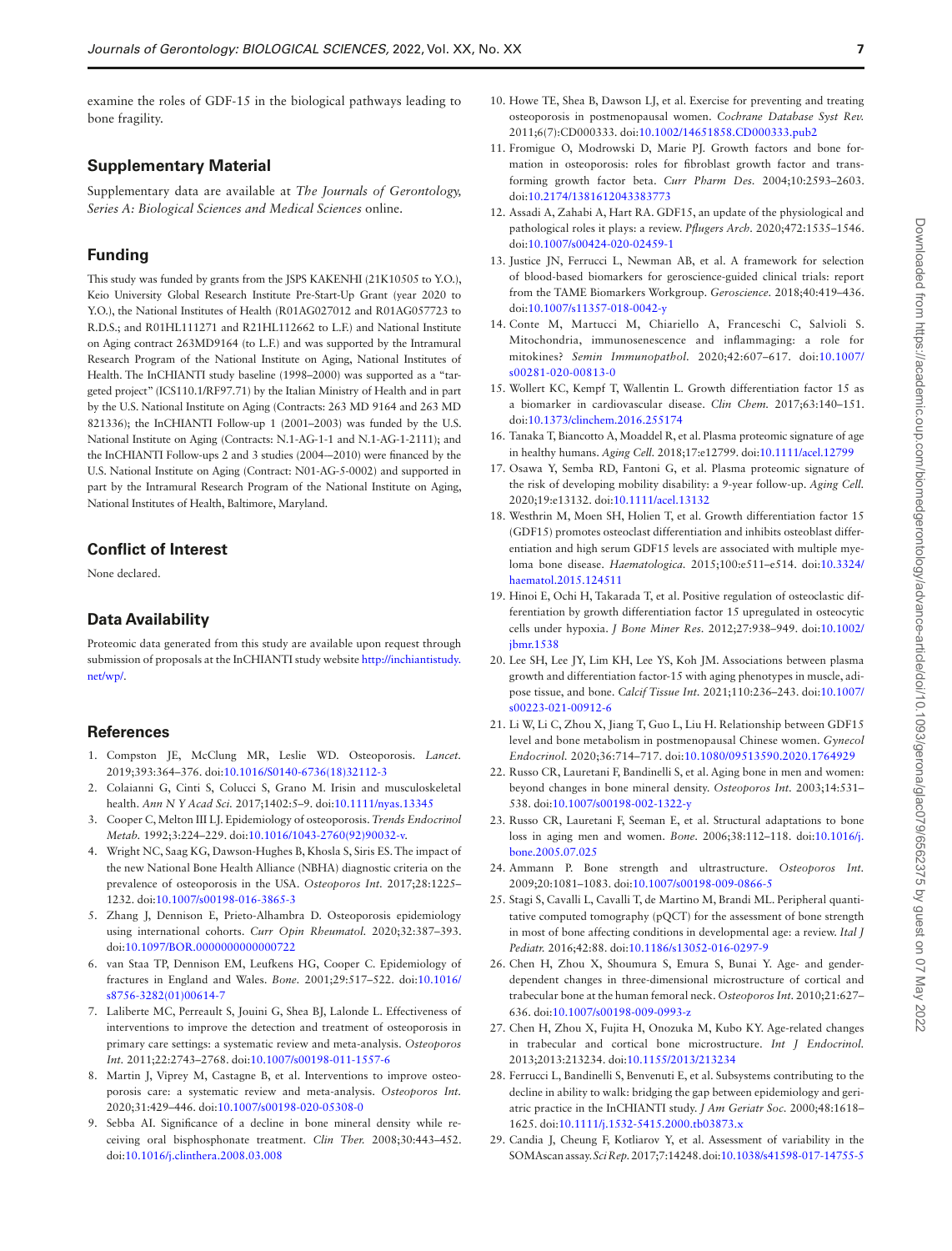examine the roles of GDF-15 in the biological pathways leading to bone fragility.

## Supplementary Material

Supplementary data are available at *The Journals of Gerontology, Series A: Biological Sciences and Medical Sciences* online.

## Funding

This study was funded by grants from the JSPS KAKENHI (21K10505 to Y.O.), Keio University Global Research Institute Pre-Start-Up Grant (year 2020 to Y.O.), the National Institutes of Health (R01AG027012 and R01AG057723 to R.D.S.; and R01HL111271 and R21HL112662 to L.F.) and National Institute on Aging contract 263MD9164 (to L.F.) and was supported by the Intramural Research Program of the National Institute on Aging, National Institutes of Health. The InCHIANTI study baseline (1998–2000) was supported as a "targeted project" (ICS110.1/RF97.71) by the Italian Ministry of Health and in part by the U.S. National Institute on Aging (Contracts: 263 MD 9164 and 263 MD 821336); the InCHIANTI Follow-up 1 (2001–2003) was funded by the U.S. National Institute on Aging (Contracts: N.1-AG-1-1 and N.1-AG-1-2111); and the InCHIANTI Follow-ups 2 and 3 studies (2004-–2010) were financed by the U.S. National Institute on Aging (Contract: N01-AG-5-0002) and supported in part by the Intramural Research Program of the National Institute on Aging, National Institutes of Health, Baltimore, Maryland.

## Conflict of Interest

None declared.

## Data Availability

Proteomic data generated from this study are available upon request through submission of proposals at the InCHIANTI study website http://inchiantistudy.net/wp/.

## References

1. Compston JE, McClung MR, Leslie WD. Osteoporosis. *Lancet.* 2019;393:364–376. doi:10.1016/S0140-6736(18)32112-3
2. Colaianni G, Cinti S, Colucci S, Grano M. Irisin and musculoskeletal health. *Ann N Y Acad Sci.* 2017;1402:5–9. doi:10.1111/nyas.13345
3. Cooper C, Melton III LJ. Epidemiology of osteoporosis. *Trends Endocrinol Metab.* 1992;3:224–229. doi:10.1016/1043-2760(92)90032-v.
4. Wright NC, Saag KG, Dawson-Hughes B, Khosla S, Siris ES. The impact of the new National Bone Health Alliance (NBHA) diagnostic criteria on the prevalence of osteoporosis in the USA. *Osteoporos Int.* 2017;28:1225–1232. doi:10.1007/s00198-016-3865-3
5. Zhang J, Dennison E, Prieto-Alhambra D. Osteoporosis epidemiology using international cohorts. *Curr Opin Rheumatol.* 2020;32:387–393. doi:10.1097/BOR.0000000000000722
6. van Staa TP, Dennison EM, Leufkens HG, Cooper C. Epidemiology of fractures in England and Wales. *Bone.* 2001;29:517–522. doi:10.1016/s8756-3282(01)00614-7
7. Laliberte MC, Perreault S, Jouini G, Shea BJ, Lalonde L. Effectiveness of interventions to improve the detection and treatment of osteoporosis in primary care settings: a systematic review and meta-analysis. *Osteoporos Int.* 2011;22:2743–2768. doi:10.1007/s00198-011-1557-6
8. Martin J, Viprey M, Castagne B, et al. Interventions to improve osteoporosis care: a systematic review and meta-analysis. *Osteoporos Int.* 2020;31:429–446. doi:10.1007/s00198-020-05308-0
9. Sebba AI. Significance of a decline in bone mineral density while receiving oral bisphosphonate treatment. *Clin Ther.* 2008;30:443–452. doi:10.1016/j.clinthera.2008.03.008
10. Howe TE, Shea B, Dawson LJ, et al. Exercise for preventing and treating osteoporosis in postmenopausal women. *Cochrane Database Syst Rev.* 2011;6(7):CD000333. doi:10.1002/14651858.CD000333.pub2
11. Fromigue O, Modrowski D, Marie PJ. Growth factors and bone formation in osteoporosis: roles for fibroblast growth factor and transforming growth factor beta. *Curr Pharm Des.* 2004;10:2593–2603. doi:10.2174/1381612043383773
12. Assadi A, Zahabi A, Hart RA. GDF15, an update of the physiological and pathological roles it plays: a review. *Pflugers Arch.* 2020;472:1535–1546. doi:10.1007/s00424-020-02459-1
13. Justice JN, Ferrucci L, Newman AB, et al. A framework for selection of blood-based biomarkers for geroscience-guided clinical trials: report from the TAME Biomarkers Workgroup. *Geroscience.* 2018;40:419–436. doi:10.1007/s11357-018-0042-y
14. Conte M, Martucci M, Chiariello A, Franceschi C, Salvioli S. Mitochondria, immunosenescence and inflammaging: a role for mitokines? *Semin Immunopathol.* 2020;42:607–617. doi:10.1007/s00281-020-00813-0
15. Wollert KC, Kempf T, Wallentin L. Growth differentiation factor 15 as a biomarker in cardiovascular disease. *Clin Chem.* 2017;63:140–151. doi:10.1373/clinchem.2016.255174
16. Tanaka T, Biancotto A, Moaddel R, et al. Plasma proteomic signature of age in healthy humans. *Aging Cell.* 2018;17:e12799. doi:10.1111/acel.12799
17. Osawa Y, Semba RD, Fantoni G, et al. Plasma proteomic signature of the risk of developing mobility disability: a 9-year follow-up. *Aging Cell.* 2020;19:e13132. doi:10.1111/acel.13132
18. Westhrin M, Moen SH, Holien T, et al. Growth differentiation factor 15 (GDF15) promotes osteoclast differentiation and inhibits osteoblast differentiation and high serum GDF15 levels are associated with multiple myeloma bone disease. *Haematologica.* 2015;100:e511–e514. doi:10.3324/haematol.2015.124511
19. Hinoi E, Ochi H, Takarada T, et al. Positive regulation of osteoclastic differentiation by growth differentiation factor 15 upregulated in osteocytic cells under hypoxia. *J Bone Miner Res.* 2012;27:938–949. doi:10.1002/jbmr.1538
20. Lee SH, Lee JY, Lim KH, Lee YS, Koh JM. Associations between plasma growth and differentiation factor-15 with aging phenotypes in muscle, adipose tissue, and bone. *Calcif Tissue Int.* 2021;110:236–243. doi:10.1007/s00223-021-00912-6
21. Li W, Li C, Zhou X, Jiang T, Guo L, Liu H. Relationship between GDF15 level and bone metabolism in postmenopausal Chinese women. *Gynecol Endocrinol.* 2020;36:714–717. doi:10.1080/09513590.2020.1764929
22. Russo CR, Lauretani F, Bandinelli S, et al. Aging bone in men and women: beyond changes in bone mineral density. *Osteoporos Int.* 2003;14:531–538. doi:10.1007/s00198-002-1322-y
23. Russo CR, Lauretani F, Seeman E, et al. Structural adaptations to bone loss in aging men and women. *Bone.* 2006;38:112–118. doi:10.1016/j.bone.2005.07.025
24. Ammann P. Bone strength and ultrastructure. *Osteoporos Int.* 2009;20:1081–1083. doi:10.1007/s00198-009-0866-5
25. Stagi S, Cavalli L, Cavalli T, de Martino M, Brandi ML. Peripheral quantitative computed tomography (pQCT) for the assessment of bone strength in most of bone affecting conditions in developmental age: a review. *Ital J Pediatr.* 2016;42:88. doi:10.1186/s13052-016-0297-9
26. Chen H, Zhou X, Shoumura S, Emura S, Bunai Y. Age- and gender-dependent changes in three-dimensional microstructure of cortical and trabecular bone at the human femoral neck. *Osteoporos Int.* 2010;21:627–636. doi:10.1007/s00198-009-0993-z
27. Chen H, Zhou X, Fujita H, Onozuka M, Kubo KY. Age-related changes in trabecular and cortical bone microstructure. *Int J Endocrinol.* 2013;2013:213234. doi:10.1155/2013/213234
28. Ferrucci L, Bandinelli S, Benvenuti E, et al. Subsystems contributing to the decline in ability to walk: bridging the gap between epidemiology and geriatric practice in the InCHIANTI study. *J Am Geriatr Soc.* 2000;48:1618–1625. doi:10.1111/j.1532-5415.2000.tb03873.x
29. Candia J, Cheung F, Kotliarov Y, et al. Assessment of variability in the SOMAscan assay. *Sci Rep.* 2017;7:14248. doi:10.1038/s41598-017-14755-5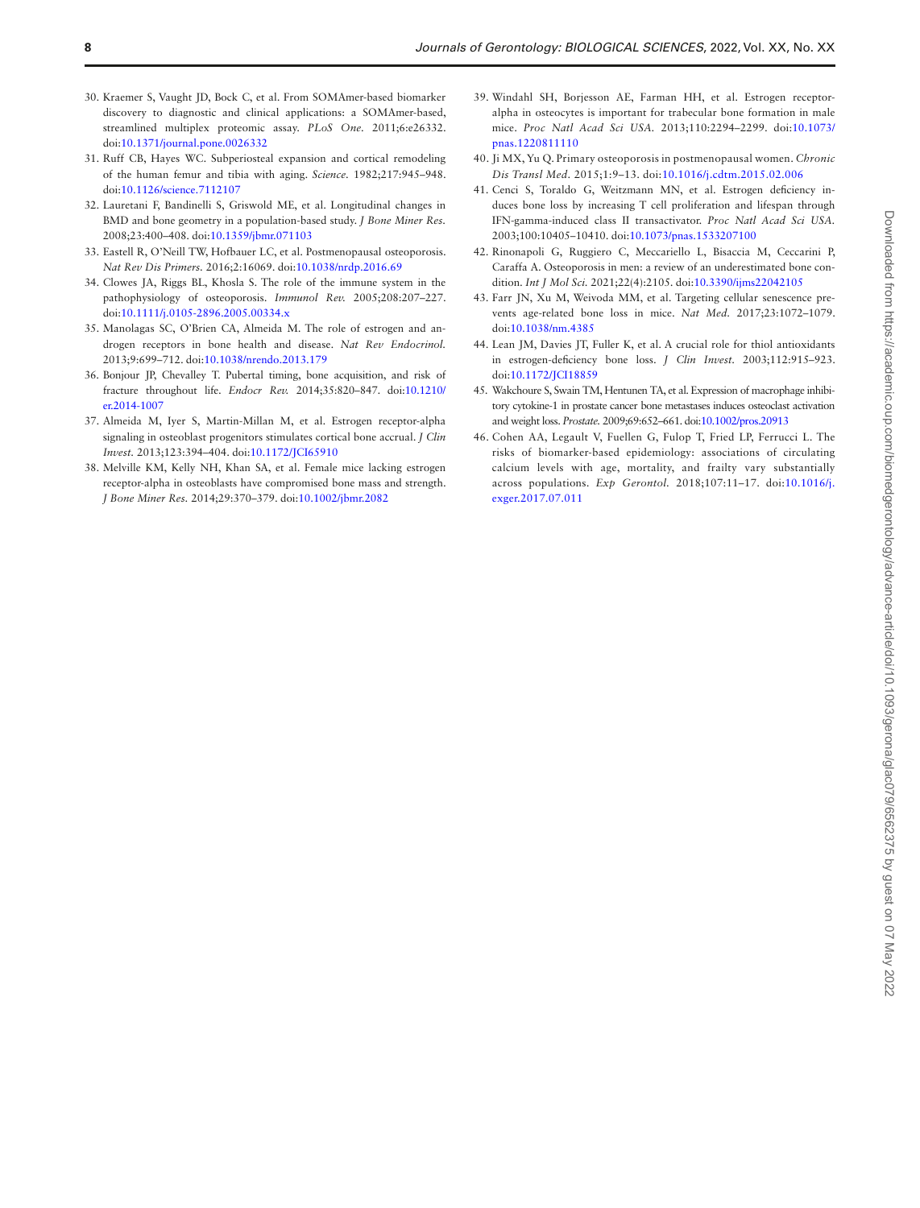30. Kraemer S, Vaught JD, Bock C, et al. From SOMAmer-based biomarker discovery to diagnostic and clinical applications: a SOMAmer-based, streamlined multiplex proteomic assay. *PLoS One*. 2011;6:e26332. doi:10.1371/journal.pone.0026332
31. Ruff CB, Hayes WC. Subperiosteal expansion and cortical remodeling of the human femur and tibia with aging. *Science*. 1982;217:945–948. doi:10.1126/science.7112107
32. Lauretani F, Bandinelli S, Griswold ME, et al. Longitudinal changes in BMD and bone geometry in a population-based study. *J Bone Miner Res*. 2008;23:400–408. doi:10.1359/jbmr.071103
33. Eastell R, O'Neill TW, Hofbauer LC, et al. Postmenopausal osteoporosis. *Nat Rev Dis Primers*. 2016;2:16069. doi:10.1038/nrdp.2016.69
34. Clowes JA, Riggs BL, Khosla S. The role of the immune system in the pathophysiology of osteoporosis. *Immunol Rev*. 2005;208:207–227. doi:10.1111/j.0105-2896.2005.00334.x
35. Manolagas SC, O'Brien CA, Almeida M. The role of estrogen and androgen receptors in bone health and disease. *Nat Rev Endocrinol*. 2013;9:699–712. doi:10.1038/nrendo.2013.179
36. Bonjour JP, Chevalley T. Pubertal timing, bone acquisition, and risk of fracture throughout life. *Endocr Rev*. 2014;35:820–847. doi:10.1210/er.2014-1007
37. Almeida M, Iyer S, Martin-Millan M, et al. Estrogen receptor-alpha signaling in osteoblast progenitors stimulates cortical bone accrual. *J Clin Invest*. 2013;123:394–404. doi:10.1172/JCI65910
38. Melville KM, Kelly NH, Khan SA, et al. Female mice lacking estrogen receptor-alpha in osteoblasts have compromised bone mass and strength. *J Bone Miner Res*. 2014;29:370–379. doi:10.1002/jbmr.2082
39. Windahl SH, Borjesson AE, Farman HH, et al. Estrogen receptor-alpha in osteocytes is important for trabecular bone formation in male mice. *Proc Natl Acad Sci USA*. 2013;110:2294–2299. doi:10.1073/pnas.1220811110
40. Ji MX, Yu Q. Primary osteoporosis in postmenopausal women. *Chronic Dis Transl Med*. 2015;1:9–13. doi:10.1016/j.cdtm.2015.02.006
41. Cenci S, Toraldo G, Weitzmann MN, et al. Estrogen deficiency induces bone loss by increasing T cell proliferation and lifespan through IFN-gamma-induced class II transactivator. *Proc Natl Acad Sci USA*. 2003;100:10405–10410. doi:10.1073/pnas.1533207100
42. Rinonapoli G, Ruggiero C, Meccariello L, Bisaccia M, Ceccarini P, Caraffa A. Osteoporosis in men: a review of an underestimated bone condition. *Int J Mol Sci*. 2021;22(4):2105. doi:10.3390/ijms22042105
43. Farr JN, Xu M, Weivoda MM, et al. Targeting cellular senescence prevents age-related bone loss in mice. *Nat Med*. 2017;23:1072–1079. doi:10.1038/nm.4385
44. Lean JM, Davies JT, Fuller K, et al. A crucial role for thiol antioxidants in estrogen-deficiency bone loss. *J Clin Invest*. 2003;112:915–923. doi:10.1172/JCI18859
45. Wakchoure S, Swain TM, Hentunen TA, et al. Expression of macrophage inhibitory cytokine-1 in prostate cancer bone metastases induces osteoclast activation and weight loss. *Prostate*. 2009;69:652–661. doi:10.1002/pros.20913
46. Cohen AA, Legault V, Fuellen G, Fulop T, Fried LP, Ferrucci L. The risks of biomarker-based epidemiology: associations of circulating calcium levels with age, mortality, and frailty vary substantially across populations. *Exp Gerontol*. 2018;107:11–17. doi:10.1016/j.exger.2017.07.011